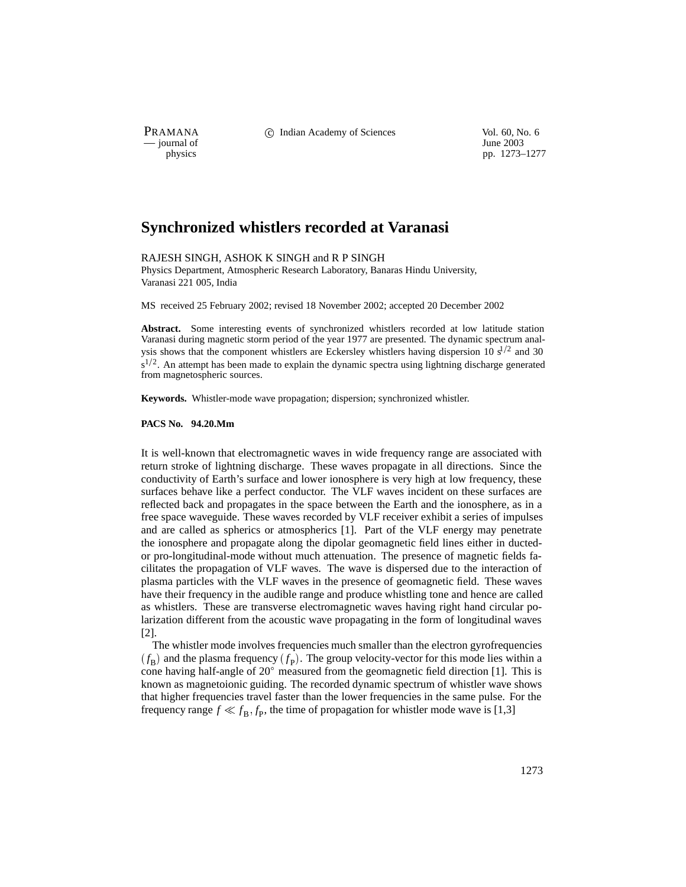# Synchronized whistlers recorded at Varanasi

RAJESH SINGH, ASHOK K SINGH and R P SINGH

Physics Department, Atmospheric Research Laboratory, Banaras Hindu University, Varanasi 221 005, India

MS received 25 February 2002; revised 18 November 2002; accepted 20 December 2002

**Abstract.** Some interesting events of synchronized whistlers recorded at low latitude station Varanasi during magnetic storm period of the year 1977 are presented. The dynamic spectrum analysis shows that the component whistlers are Eckersley whistlers having dispersion 10 $s^{1/2}$ and 30 $s^{1/2}$. An attempt has been made to explain the dynamic spectra using lightning discharge generated from magnetospheric sources.

**Keywords.** Whistler-mode wave propagation; dispersion; synchronized whistler.

**PACS No. 94.20.Mm**

It is well-known that electromagnetic waves in wide frequency range are associated with return stroke of lightning discharge. These waves propagate in all directions. Since the conductivity of Earth's surface and lower ionosphere is very high at low frequency, these surfaces behave like a perfect conductor. The VLF waves incident on these surfaces are reflected back and propagates in the space between the Earth and the ionosphere, as in a free space waveguide. These waves recorded by VLF receiver exhibit a series of impulses and are called as spherics or atmospherics [1]. Part of the VLF energy may penetrate the ionosphere and propagate along the dipolar geomagnetic field lines either in ducted- or pro-longitudinal-mode without much attenuation. The presence of magnetic fields facilitates the propagation of VLF waves. The wave is dispersed due to the interaction of plasma particles with the VLF waves in the presence of geomagnetic field. These waves have their frequency in the audible range and produce whistling tone and hence are called as whistlers. These are transverse electromagnetic waves having right hand circular polarization different from the acoustic wave propagating in the form of longitudinal waves [2].

The whistler mode involves frequencies much smaller than the electron gyrofrequencies ($f_B$) and the plasma frequency ($f_P$). The group velocity-vector for this mode lies within a cone having half-angle of 20° measured from the geomagnetic field direction [1]. This is known as magnetoionic guiding. The recorded dynamic spectrum of whistler wave shows that higher frequencies travel faster than the lower frequencies in the same pulse. For the frequency range $f \ll f_B, f_P$, the time of propagation for whistler mode wave is [1,3]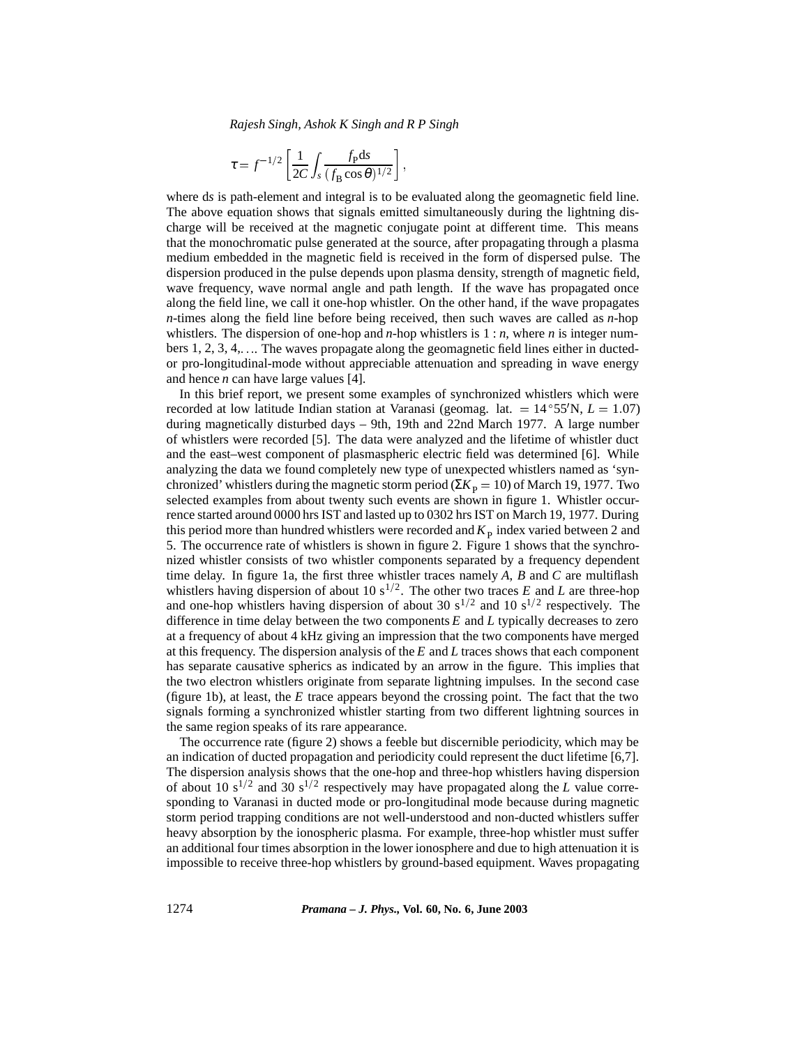$$\tau = f^{-1/2}\left[\frac{1}{2C}\int_{s}\frac{f_{\mathrm{P}}\mathrm{d}s}{(f_{\mathrm{B}}\cos\theta)^{1/2}}\right],$$

where d$s$ is path-element and integral is to be evaluated along the geomagnetic field line. The above equation shows that signals emitted simultaneously during the lightning discharge will be received at the magnetic conjugate point at different time. This means that the monochromatic pulse generated at the source, after propagating through a plasma medium embedded in the magnetic field is received in the form of dispersed pulse. The dispersion produced in the pulse depends upon plasma density, strength of magnetic field, wave frequency, wave normal angle and path length. If the wave has propagated once along the field line, we call it one-hop whistler. On the other hand, if the wave propagates $n$-times along the field line before being received, then such waves are called as $n$-hop whistlers. The dispersion of one-hop and $n$-hop whistlers is $1:n$, where $n$ is integer numbers 1, 2, 3, 4,.... The waves propagate along the geomagnetic field lines either in ducted- or pro-longitudinal-mode without appreciable attenuation and spreading in wave energy and hence $n$ can have large values [4].

In this brief report, we present some examples of synchronized whistlers which were recorded at low latitude Indian station at Varanasi (geomag. lat. $= 14^{\circ}55'$N, $L = 1.07$) during magnetically disturbed days – 9th, 19th and 22nd March 1977. A large number of whistlers were recorded [5]. The data were analyzed and the lifetime of whistler duct and the east–west component of plasmaspheric electric field was determined [6]. While analyzing the data we found completely new type of unexpected whistlers named as 'synchronized' whistlers during the magnetic storm period ($\Sigma K_{\mathrm{p}} = 10$) of March 19, 1977. Two selected examples from about twenty such events are shown in figure 1. Whistler occurrence started around 0000 hrs IST and lasted up to 0302 hrs IST on March 19, 1977. During this period more than hundred whistlers were recorded and $K_{\mathrm{p}}$ index varied between 2 and 5. The occurrence rate of whistlers is shown in figure 2. Figure 1 shows that the synchronized whistler consists of two whistler components separated by a frequency dependent time delay. In figure 1a, the first three whistler traces namely $A$, $B$ and $C$ are multiflash whistlers having dispersion of about 10 $\mathrm{s}^{1/2}$. The other two traces $E$ and $L$ are three-hop and one-hop whistlers having dispersion of about 30 $\mathrm{s}^{1/2}$ and 10 $\mathrm{s}^{1/2}$ respectively. The difference in time delay between the two components $E$ and $L$ typically decreases to zero at a frequency of about 4 kHz giving an impression that the two components have merged at this frequency. The dispersion analysis of the $E$ and $L$ traces shows that each component has separate causative spherics as indicated by an arrow in the figure. This implies that the two electron whistlers originate from separate lightning impulses. In the second case (figure 1b), at least, the $E$ trace appears beyond the crossing point. The fact that the two signals forming a synchronized whistler starting from two different lightning sources in the same region speaks of its rare appearance.

The occurrence rate (figure 2) shows a feeble but discernible periodicity, which may be an indication of ducted propagation and periodicity could represent the duct lifetime [6,7]. The dispersion analysis shows that the one-hop and three-hop whistlers having dispersion of about 10 $\mathrm{s}^{1/2}$ and 30 $\mathrm{s}^{1/2}$ respectively may have propagated along the $L$ value corresponding to Varanasi in ducted mode or pro-longitudinal mode because during magnetic storm period trapping conditions are not well-understood and non-ducted whistlers suffer heavy absorption by the ionospheric plasma. For example, three-hop whistler must suffer an additional four times absorption in the lower ionosphere and due to high attenuation it is impossible to receive three-hop whistlers by ground-based equipment. Waves propagating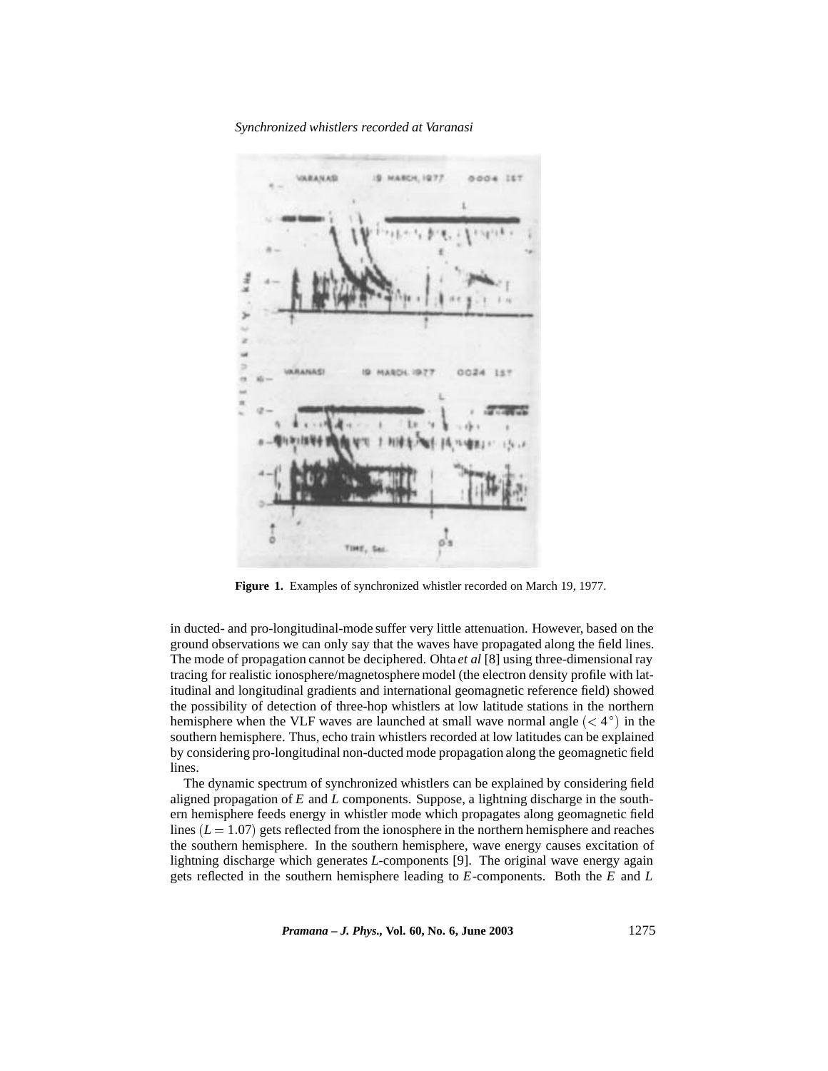**Figure 1.** Examples of synchronized whistler recorded on March 19, 1977.

in ducted- and pro-longitudinal-mode suffer very little attenuation. However, based on the ground observations we can only say that the waves have propagated along the field lines. The mode of propagation cannot be deciphered. Ohta *et al* [8] using three-dimensional ray tracing for realistic ionosphere/magnetosphere model (the electron density profile with latitudinal and longitudinal gradients and international geomagnetic reference field) showed the possibility of detection of three-hop whistlers at low latitude stations in the northern hemisphere when the VLF waves are launched at small wave normal angle $(< 4^\circ)$ in the southern hemisphere. Thus, echo train whistlers recorded at low latitudes can be explained by considering pro-longitudinal non-ducted mode propagation along the geomagnetic field lines.

The dynamic spectrum of synchronized whistlers can be explained by considering field aligned propagation of $E$ and $L$ components. Suppose, a lightning discharge in the southern hemisphere feeds energy in whistler mode which propagates along geomagnetic field lines $(L = 1.07)$ gets reflected from the ionosphere in the northern hemisphere and reaches the southern hemisphere. In the southern hemisphere, wave energy causes excitation of lightning discharge which generates $L$-components [9]. The original wave energy again gets reflected in the southern hemisphere leading to $E$-components. Both the $E$ and $L$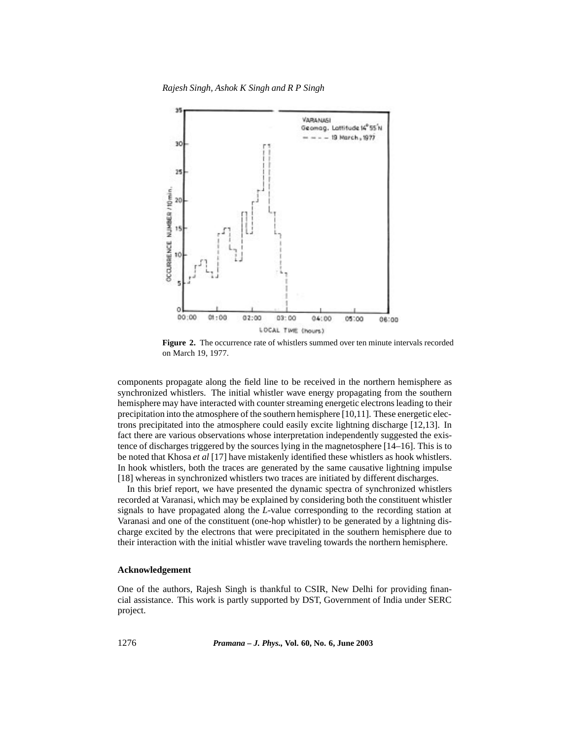**Figure 2.** The occurrence rate of whistlers summed over ten minute intervals recorded on March 19, 1977.

components propagate along the field line to be received in the northern hemisphere as synchronized whistlers. The initial whistler wave energy propagating from the southern hemisphere may have interacted with counter streaming energetic electrons leading to their precipitation into the atmosphere of the southern hemisphere [10,11]. These energetic electrons precipitated into the atmosphere could easily excite lightning discharge [12,13]. In fact there are various observations whose interpretation independently suggested the existence of discharges triggered by the sources lying in the magnetosphere [14–16]. This is to be noted that Khosa *et al* [17] have mistakenly identified these whistlers as hook whistlers. In hook whistlers, both the traces are generated by the same causative lightning impulse [18] whereas in synchronized whistlers two traces are initiated by different discharges.

In this brief report, we have presented the dynamic spectra of synchronized whistlers recorded at Varanasi, which may be explained by considering both the constituent whistler signals to have propagated along the $L$-value corresponding to the recording station at Varanasi and one of the constituent (one-hop whistler) to be generated by a lightning discharge excited by the electrons that were precipitated in the southern hemisphere due to their interaction with the initial whistler wave traveling towards the northern hemisphere.

### Acknowledgement

One of the authors, Rajesh Singh is thankful to CSIR, New Delhi for providing financial assistance. This work is partly supported by DST, Government of India under SERC project.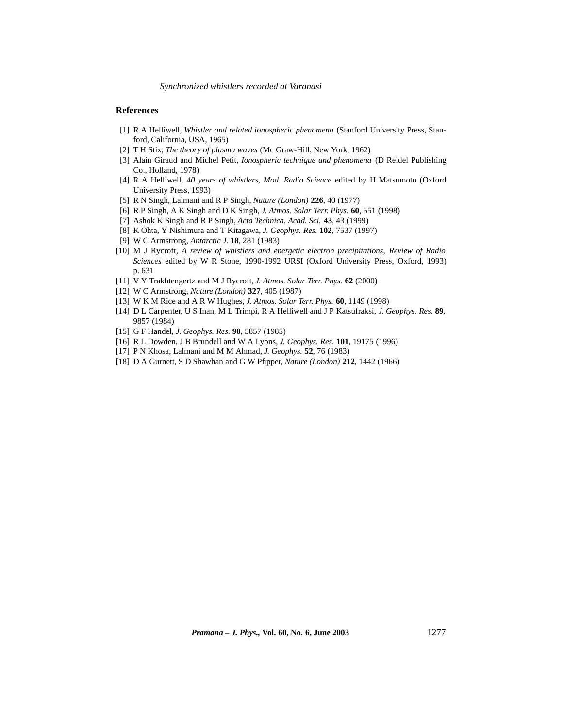## References

[1] R A Helliwell, *Whistler and related ionospheric phenomena* (Stanford University Press, Stanford, California, USA, 1965)
[2] T H Stix, *The theory of plasma waves* (Mc Graw-Hill, New York, 1962)
[3] Alain Giraud and Michel Petit, *Ionospheric technique and phenomena* (D Reidel Publishing Co., Holland, 1978)
[4] R A Helliwell, *40 years of whistlers, Mod. Radio Science* edited by H Matsumoto (Oxford University Press, 1993)
[5] R N Singh, Lalmani and R P Singh, *Nature (London)* **226**, 40 (1977)
[6] R P Singh, A K Singh and D K Singh, *J. Atmos. Solar Terr. Phys.* **60**, 551 (1998)
[7] Ashok K Singh and R P Singh, *Acta Technica. Acad. Sci.* **43**, 43 (1999)
[8] K Ohta, Y Nishimura and T Kitagawa, *J. Geophys. Res.* **102**, 7537 (1997)
[9] W C Armstrong, *Antarctic J.* **18**, 281 (1983)
[10] M J Rycroft, *A review of whistlers and energetic electron precipitations, Review of Radio Sciences* edited by W R Stone, 1990-1992 URSI (Oxford University Press, Oxford, 1993) p. 631
[11] V Y Trakhtengertz and M J Rycroft, *J. Atmos. Solar Terr. Phys.* **62** (2000)
[12] W C Armstrong, *Nature (London)* **327**, 405 (1987)
[13] W K M Rice and A R W Hughes, *J. Atmos. Solar Terr. Phys.* **60**, 1149 (1998)
[14] D L Carpenter, U S Inan, M L Trimpi, R A Helliwell and J P Katsufraksi, *J. Geophys. Res.* **89**, 9857 (1984)
[15] G F Handel, *J. Geophys. Res.* **90**, 5857 (1985)
[16] R L Dowden, J B Brundell and W A Lyons, *J. Geophys. Res.* **101**, 19175 (1996)
[17] P N Khosa, Lalmani and M M Ahmad, *J. Geophys.* **52**, 76 (1983)
[18] D A Gurnett, S D Shawhan and G W Pfipper, *Nature (London)* **212**, 1442 (1966)